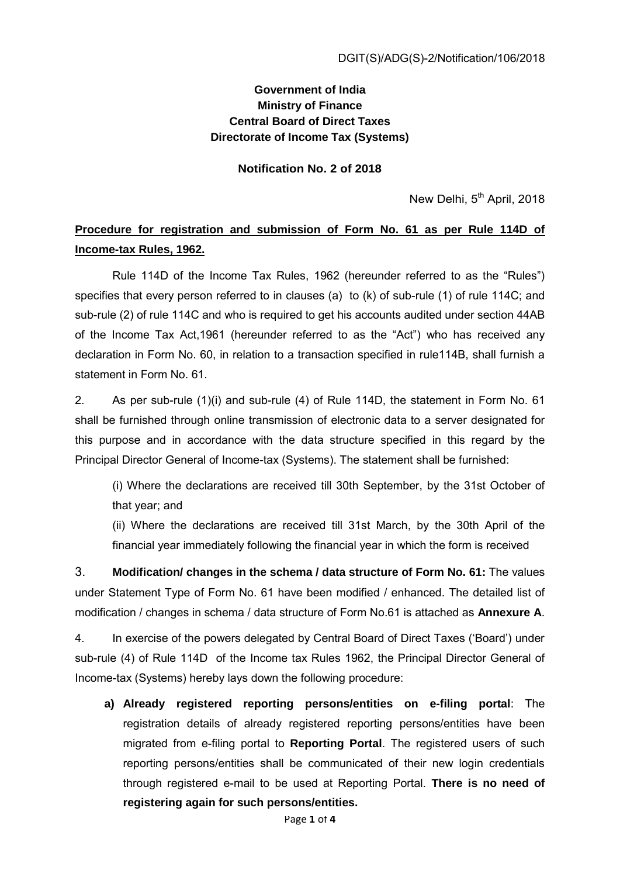DGIT(S)/ADG(S)-2/Notification/106/2018

**Government of India**
**Ministry of Finance**
**Central Board of Direct Taxes**
**Directorate of Income Tax (Systems)**

**Notification No. 2 of 2018**

New Delhi, 5th April, 2018

## Procedure for registration and submission of Form No. 61 as per Rule 114D of Income-tax Rules, 1962.

Rule 114D of the Income Tax Rules, 1962 (hereunder referred to as the "Rules") specifies that every person referred to in clauses (a) to (k) of sub-rule (1) of rule 114C; and sub-rule (2) of rule 114C and who is required to get his accounts audited under section 44AB of the Income Tax Act,1961 (hereunder referred to as the "Act") who has received any declaration in Form No. 60, in relation to a transaction specified in rule114B, shall furnish a statement in Form No. 61.

2. As per sub-rule (1)(i) and sub-rule (4) of Rule 114D, the statement in Form No. 61 shall be furnished through online transmission of electronic data to a server designated for this purpose and in accordance with the data structure specified in this regard by the Principal Director General of Income-tax (Systems). The statement shall be furnished:

(i) Where the declarations are received till 30th September, by the 31st October of that year; and

(ii) Where the declarations are received till 31st March, by the 30th April of the financial year immediately following the financial year in which the form is received

3. **Modification/ changes in the schema / data structure of Form No. 61:** The values under Statement Type of Form No. 61 have been modified / enhanced. The detailed list of modification / changes in schema / data structure of Form No.61 is attached as **Annexure A**.

4. In exercise of the powers delegated by Central Board of Direct Taxes ('Board') under sub-rule (4) of Rule 114D of the Income tax Rules 1962, the Principal Director General of Income-tax (Systems) hereby lays down the following procedure:

a) **Already registered reporting persons/entities on e-filing portal**: The registration details of already registered reporting persons/entities have been migrated from e-filing portal to **Reporting Portal**. The registered users of such reporting persons/entities shall be communicated of their new login credentials through registered e-mail to be used at Reporting Portal. **There is no need of registering again for such persons/entities.**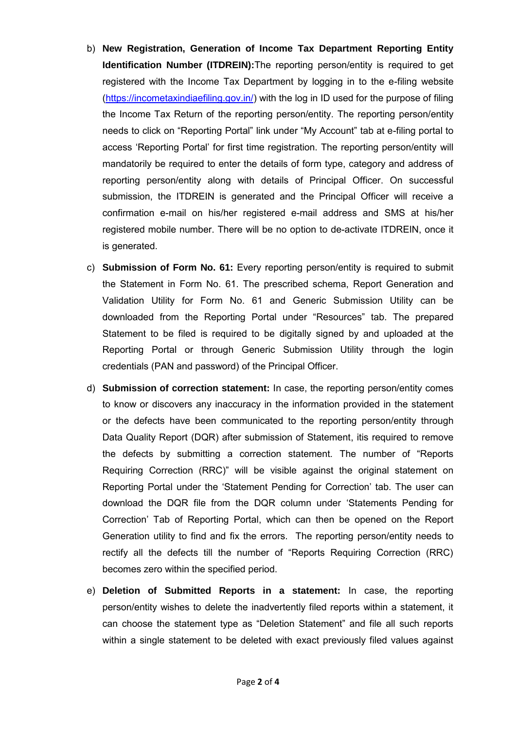b) **New Registration, Generation of Income Tax Department Reporting Entity Identification Number (ITDREIN):**The reporting person/entity is required to get registered with the Income Tax Department by logging in to the e-filing website (https://incometaxindiaefiling.gov.in/) with the log in ID used for the purpose of filing the Income Tax Return of the reporting person/entity. The reporting person/entity needs to click on "Reporting Portal" link under "My Account" tab at e-filing portal to access 'Reporting Portal' for first time registration. The reporting person/entity will mandatorily be required to enter the details of form type, category and address of reporting person/entity along with details of Principal Officer. On successful submission, the ITDREIN is generated and the Principal Officer will receive a confirmation e-mail on his/her registered e-mail address and SMS at his/her registered mobile number. There will be no option to de-activate ITDREIN, once it is generated.

c) **Submission of Form No. 61:** Every reporting person/entity is required to submit the Statement in Form No. 61. The prescribed schema, Report Generation and Validation Utility for Form No. 61 and Generic Submission Utility can be downloaded from the Reporting Portal under "Resources" tab. The prepared Statement to be filed is required to be digitally signed by and uploaded at the Reporting Portal or through Generic Submission Utility through the login credentials (PAN and password) of the Principal Officer.

d) **Submission of correction statement:** In case, the reporting person/entity comes to know or discovers any inaccuracy in the information provided in the statement or the defects have been communicated to the reporting person/entity through Data Quality Report (DQR) after submission of Statement, itis required to remove the defects by submitting a correction statement. The number of "Reports Requiring Correction (RRC)" will be visible against the original statement on Reporting Portal under the 'Statement Pending for Correction' tab. The user can download the DQR file from the DQR column under 'Statements Pending for Correction' Tab of Reporting Portal, which can then be opened on the Report Generation utility to find and fix the errors. The reporting person/entity needs to rectify all the defects till the number of "Reports Requiring Correction (RRC) becomes zero within the specified period.

e) **Deletion of Submitted Reports in a statement:** In case, the reporting person/entity wishes to delete the inadvertently filed reports within a statement, it can choose the statement type as "Deletion Statement" and file all such reports within a single statement to be deleted with exact previously filed values against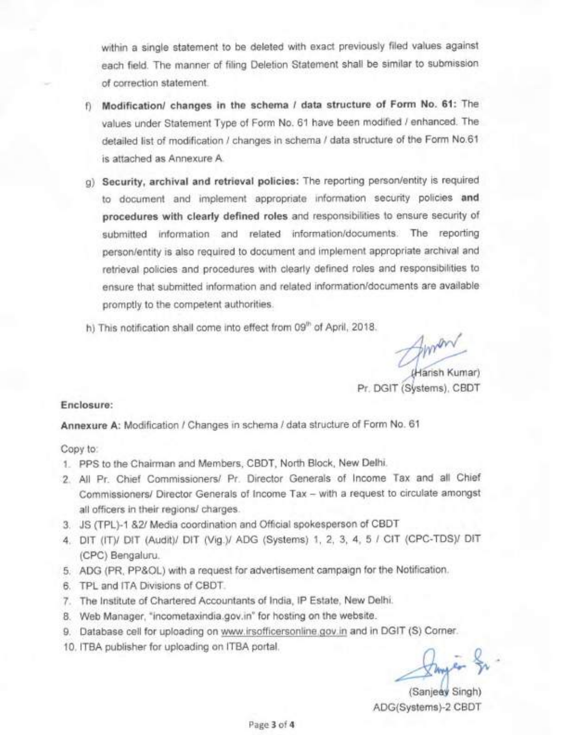within a single statement to be deleted with exact previously filed values against each field. The manner of filing Deletion Statement shall be similar to submission of correction statement.

f) **Modification/ changes in the schema / data structure of Form No. 61:** The values under Statement Type of Form No. 61 have been modified / enhanced. The detailed list of modification / changes in schema / data structure of the Form No.61 is attached as Annexure A.

g) **Security, archival and retrieval policies:** The reporting person/entity is required to document and implement appropriate information security policies **and procedures with clearly defined roles** and responsibilities to ensure security of submitted information and related information/documents. The reporting person/entity is also required to document and implement appropriate archival and retrieval policies and procedures with clearly defined roles and responsibilities to ensure that submitted information and related information/documents are available promptly to the competent authorities.

h) This notification shall come into effect from 09th of April, 2018.

(Harish Kumar)
Pr. DGIT (Systems), CBDT

**Enclosure:**

**Annexure A:** Modification / Changes in schema / data structure of Form No. 61

Copy to:

1. PPS to the Chairman and Members, CBDT, North Block, New Delhi.
2. All Pr. Chief Commissioners/ Pr. Director Generals of Income Tax and all Chief Commissioners/ Director Generals of Income Tax – with a request to circulate amongst all officers in their regions/ charges.
3. JS (TPL)-1 &2/ Media coordination and Official spokesperson of CBDT
4. DIT (IT)/ DIT (Audit)/ DIT (Vig.)/ ADG (Systems) 1, 2, 3, 4, 5 / CIT (CPC-TDS)/ DIT (CPC) Bengaluru.
5. ADG (PR, PP&OL) with a request for advertisement campaign for the Notification.
6. TPL and ITA Divisions of CBDT.
7. The Institute of Chartered Accountants of India, IP Estate, New Delhi.
8. Web Manager, "incometaxindia.gov.in" for hosting on the website.
9. Database cell for uploading on www.irsofficersonline.gov.in and in DGIT (S) Corner.
10. ITBA publisher for uploading on ITBA portal.

(Sanjeev Singh)
ADG(Systems)-2 CBDT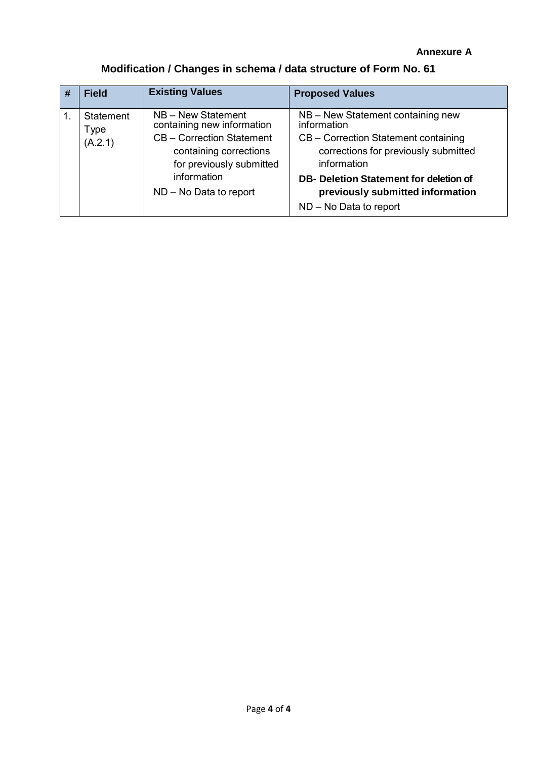**Annexure A**

## Modification / Changes in schema / data structure of Form No. 61

| # | Field | Existing Values | Proposed Values |
|---|---|---|---|
| 1. | Statement Type (A.2.1) | NB – New Statement containing new information<br>CB – Correction Statement containing corrections for previously submitted information<br>ND – No Data to report | NB – New Statement containing new information<br>CB – Correction Statement containing corrections for previously submitted information<br>**DB- Deletion Statement for deletion of previously submitted information**<br>ND – No Data to report |